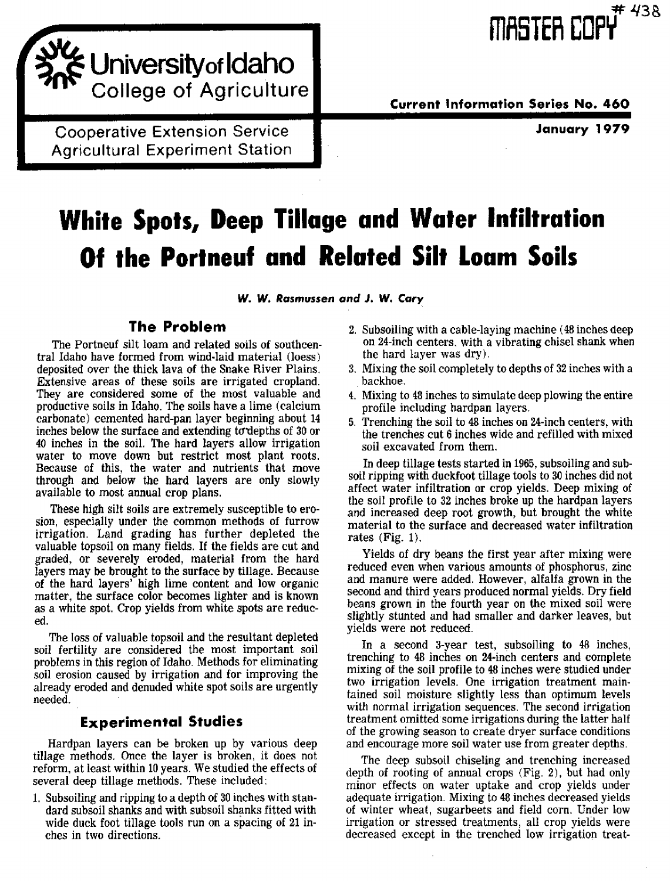MASTER COPY #438

# University of Idaho
## College of Agriculture

Cooperative Extension Service
Agricultural Experiment Station

**Current Information Series No. 460**

**January 1979**

# White Spots, Deep Tillage and Water Infiltration Of the Portneuf and Related Silt Loam Soils

*W. W. Rasmussen and J. W. Cary*

## The Problem

The Portneuf silt loam and related soils of southcentral Idaho have formed from wind-laid material (loess) deposited over the thick lava of the Snake River Plains. Extensive areas of these soils are irrigated cropland. They are considered some of the most valuable and productive soils in Idaho. The soils have a lime (calcium carbonate) cemented hard-pan layer beginning about 14 inches below the surface and extending to depths of 30 or 40 inches in the soil. The hard layers allow irrigation water to move down but restrict most plant roots. Because of this, the water and nutrients that move through and below the hard layers are only slowly available to most annual crop plans.

These high silt soils are extremely susceptible to erosion, especially under the common methods of furrow irrigation. Land grading has further depleted the valuable topsoil on many fields. If the fields are cut and graded, or severely eroded, material from the hard layers may be brought to the surface by tillage. Because of the hard layers' high lime content and low organic matter, the surface color becomes lighter and is known as a white spot. Crop yields from white spots are reduced.

The loss of valuable topsoil and the resultant depleted soil fertility are considered the most important soil problems in this region of Idaho. Methods for eliminating soil erosion caused by irrigation and for improving the already eroded and denuded white spot soils are urgently needed.

## Experimental Studies

Hardpan layers can be broken up by various deep tillage methods. Once the layer is broken, it does not reform, at least within 10 years. We studied the effects of several deep tillage methods. These included:

1. Subsoiling and ripping to a depth of 30 inches with standard subsoil shanks and with subsoil shanks fitted with wide duck foot tillage tools run on a spacing of 21 inches in two directions.
2. Subsoiling with a cable-laying machine (48 inches deep on 24-inch centers, with a vibrating chisel shank when the hard layer was dry).
3. Mixing the soil completely to depths of 32 inches with a backhoe.
4. Mixing to 48 inches to simulate deep plowing the entire profile including hardpan layers.
5. Trenching the soil to 48 inches on 24-inch centers, with the trenches cut 6 inches wide and refilled with mixed soil excavated from them.

In deep tillage tests started in 1965, subsoiling and subsoil ripping with duckfoot tillage tools to 30 inches did not affect water infiltration or crop yields. Deep mixing of the soil profile to 32 inches broke up the hardpan layers and increased deep root growth, but brought the white material to the surface and decreased water infiltration rates (Fig. 1).

Yields of dry beans the first year after mixing were reduced even when various amounts of phosphorus, zinc and manure were added. However, alfalfa grown in the second and third years produced normal yields. Dry field beans grown in the fourth year on the mixed soil were slightly stunted and had smaller and darker leaves, but yields were not reduced.

In a second 3-year test, subsoiling to 48 inches, trenching to 48 inches on 24-inch centers and complete mixing of the soil profile to 48 inches were studied under two irrigation levels. One irrigation treatment maintained soil moisture slightly less than optimum levels with normal irrigation sequences. The second irrigation treatment omitted some irrigations during the latter half of the growing season to create dryer surface conditions and encourage more soil water use from greater depths.

The deep subsoil chiseling and trenching increased depth of rooting of annual crops (Fig. 2), but had only minor effects on water uptake and crop yields under adequate irrigation. Mixing to 48 inches decreased yields of winter wheat, sugarbeets and field corn. Under low irrigation or stressed treatments, all crop yields were decreased except in the trenched low irrigation treat-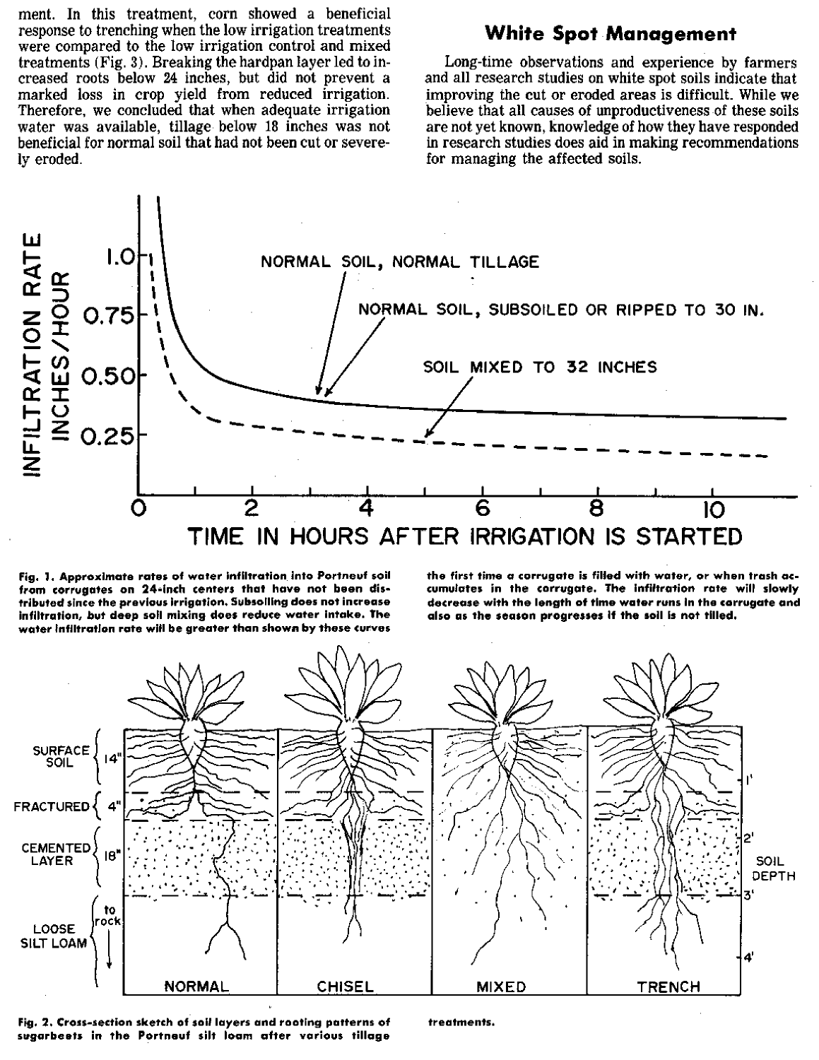ment. In this treatment, corn showed a beneficial response to trenching when the low irrigation treatments were compared to the low irrigation control and mixed treatments (Fig. 3). Breaking the hardpan layer led to increased roots below 24 inches, but did not prevent a marked loss in crop yield from reduced irrigation. Therefore, we concluded that when adequate irrigation water was available, tillage below 18 inches was not beneficial for normal soil that had not been cut or severely eroded.

## White Spot Management

Long-time observations and experience by farmers and all research studies on white spot soils indicate that improving the cut or eroded areas is difficult. While we believe that all causes of unproductiveness of these soils are not yet known, knowledge of how they have responded in research studies does aid in making recommendations for managing the affected soils.

**Fig. 1. Approximate rates of water infiltration into Portneuf soil from corrugates on 24-inch centers that have not been distributed since the previous irrigation. Subsoiling does not increase infiltration, but deep soil mixing does reduce water intake. The water infiltration rate will be greater than shown by these curves the first time a corrugate is filled with water, or when trash accumulates in the corrugate. The infiltration rate will slowly decrease with the length of time water runs in the corrugate and also as the season progresses if the soil is not tilled.**

**Fig. 2. Cross-section sketch of soil layers and rooting patterns of sugarbeets in the Portneuf silt loam after various tillage treatments.**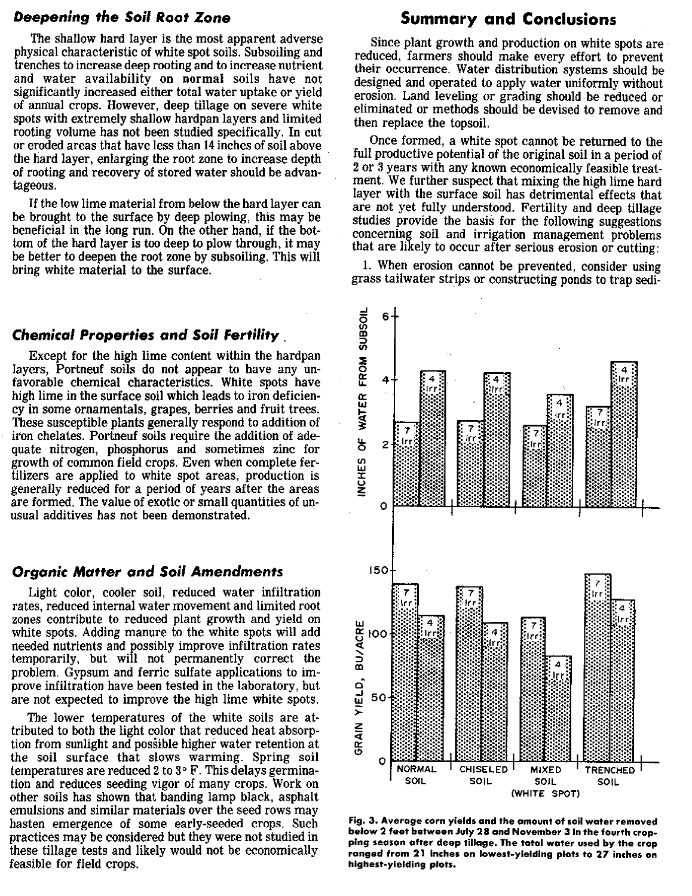### Deepening the Soil Root Zone

The shallow hard layer is the most apparent adverse physical characteristic of white spot soils. Subsoiling and trenches to increase deep rooting and to increase nutrient and water availability on **normal** soils have not significantly increased either total water uptake or yield of annual crops. However, deep tillage on severe white spots with extremely shallow hardpan layers and limited rooting volume has not been studied specifically. In cut or eroded areas that have less than 14 inches of soil above the hard layer, enlarging the root zone to increase depth of rooting and recovery of stored water should be advantageous.

If the low lime material from below the hard layer can be brought to the surface by deep plowing, this may be beneficial in the long run. On the other hand, if the bottom of the hard layer is too deep to plow through, it may be better to deepen the root zone by subsoiling. This will bring white material to the surface.

### Chemical Properties and Soil Fertility

Except for the high lime content within the hardpan layers, Portneuf soils do not appear to have any unfavorable chemical characteristics. White spots have high lime in the surface soil which leads to iron deficiency in some ornamentals, grapes, berries and fruit trees. These susceptible plants generally respond to addition of iron chelates. Portneuf soils require the addition of adequate nitrogen, phosphorus and sometimes zinc for growth of common field crops. Even when complete fertilizers are applied to white spot areas, production is generally reduced for a period of years after the areas are formed. The value of exotic or small quantities of unusual additives has not been demonstrated.

### Organic Matter and Soil Amendments

Light color, cooler soil, reduced water infiltration rates, reduced internal water movement and limited root zones contribute to reduced plant growth and yield on white spots. Adding manure to the white spots will add needed nutrients and possibly improve infiltration rates temporarily, but will not permanently correct the problem. Gypsum and ferric sulfate applications to improve infiltration have been tested in the laboratory, but are not expected to improve the high lime white spots.

The lower temperatures of the white soils are attributed to both the light color that reduced heat absorption from sunlight and possible higher water retention at the soil surface that slows warming. Spring soil temperatures are reduced 2 to 3° F. This delays germination and reduces seeding vigor of many crops. Work on other soils has shown that banding lamp black, asphalt emulsions and similar materials over the seed rows may hasten emergence of some early-seeded crops. Such practices may be considered but they were not studied in these tillage tests and likely would not be economically feasible for field crops.

## Summary and Conclusions

Since plant growth and production on white spots are reduced, farmers should make every effort to prevent their occurrence. Water distribution systems should be designed and operated to apply water uniformly without erosion. Land leveling or grading should be reduced or eliminated or methods should be devised to remove and then replace the topsoil.

Once formed, a white spot cannot be returned to the full productive potential of the original soil in a period of 2 or 3 years with any known economically feasible treatment. We further suspect that mixing the high lime hard layer with the surface soil has detrimental effects that are not yet fully understood. Fertility and deep tillage studies provide the basis for the following suggestions concerning soil and irrigation management problems that are likely to occur after serious erosion or cutting:

1. When erosion cannot be prevented, consider using grass tailwater strips or constructing ponds to trap sedi-

**Fig. 3. Average corn yields and the amount of soil water removed below 2 feet between July 28 and November 3 in the fourth cropping season after deep tillage. The total water used by the crop ranged from 21 inches on lowest-yielding plots to 27 inches on highest-yielding plots.**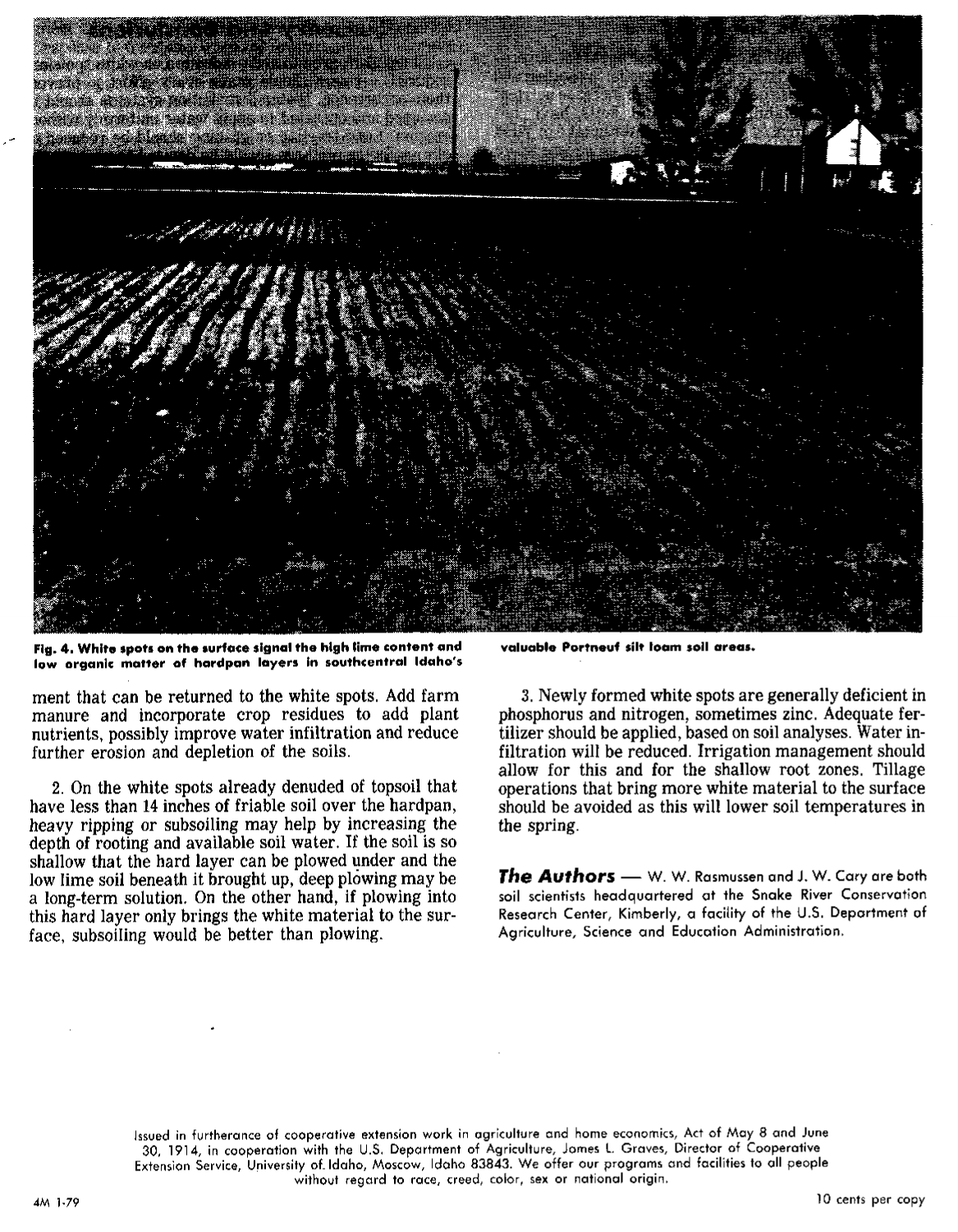Fig. 4. White spots on the surface signal the high lime content and low organic matter of hardpan layers in southcentral Idaho's valuable Portneuf silt loam soil areas.

ment that can be returned to the white spots. Add farm manure and incorporate crop residues to add plant nutrients, possibly improve water infiltration and reduce further erosion and depletion of the soils.

2. On the white spots already denuded of topsoil that have less than 14 inches of friable soil over the hardpan, heavy ripping or subsoiling may help by increasing the depth of rooting and available soil water. If the soil is so shallow that the hard layer can be plowed under and the low lime soil beneath it brought up, deep plowing may be a long-term solution. On the other hand, if plowing into this hard layer only brings the white material to the surface, subsoiling would be better than plowing.

3. Newly formed white spots are generally deficient in phosphorus and nitrogen, sometimes zinc. Adequate fertilizer should be applied, based on soil analyses. Water infiltration will be reduced. Irrigation management should allow for this and for the shallow root zones. Tillage operations that bring more white material to the surface should be avoided as this will lower soil temperatures in the spring.

***The Authors*** — W. W. Rasmussen and J. W. Cary are both soil scientists headquartered at the Snake River Conservation Research Center, Kimberly, a facility of the U.S. Department of Agriculture, Science and Education Administration.

Issued in furtherance of cooperative extension work in agriculture and home economics, Act of May 8 and June 30, 1914, in cooperation with the U.S. Department of Agriculture, James L. Graves, Director of Cooperative Extension Service, University of Idaho, Moscow, Idaho 83843. We offer our programs and facilities to all people without regard to race, creed, color, sex or national origin.

4M 1-79

10 cents per copy